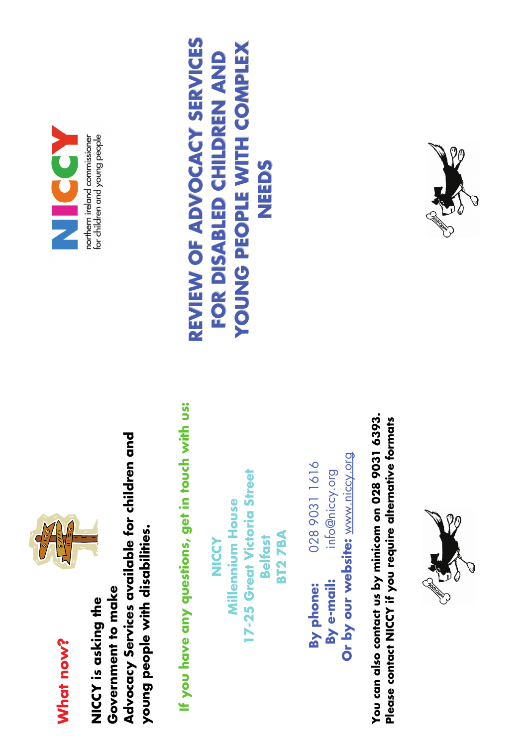## What now?

**NICCY is asking the Government to make Advocacy Services available for children and young people with disabilities.**

**If you have any questions, get in touch with us:**

**NICCY**
**Millennium House**
**17-25 Great Victoria Street**
**Belfast**
**BT2 7BA**

**By phone:** 028 9031 1616
**By e-mail:** info@niccy.org
**Or by our website:** www.niccy.org

**You can also contact us by minicom on 028 9031 6393.**
**Please contact NICCY if you require alternative formats**

NICCY
northern ireland commissioner for children and young people

# REVIEW OF ADVOCACY SERVICES FOR DISABLED CHILDREN AND YOUNG PEOPLE WITH COMPLEX NEEDS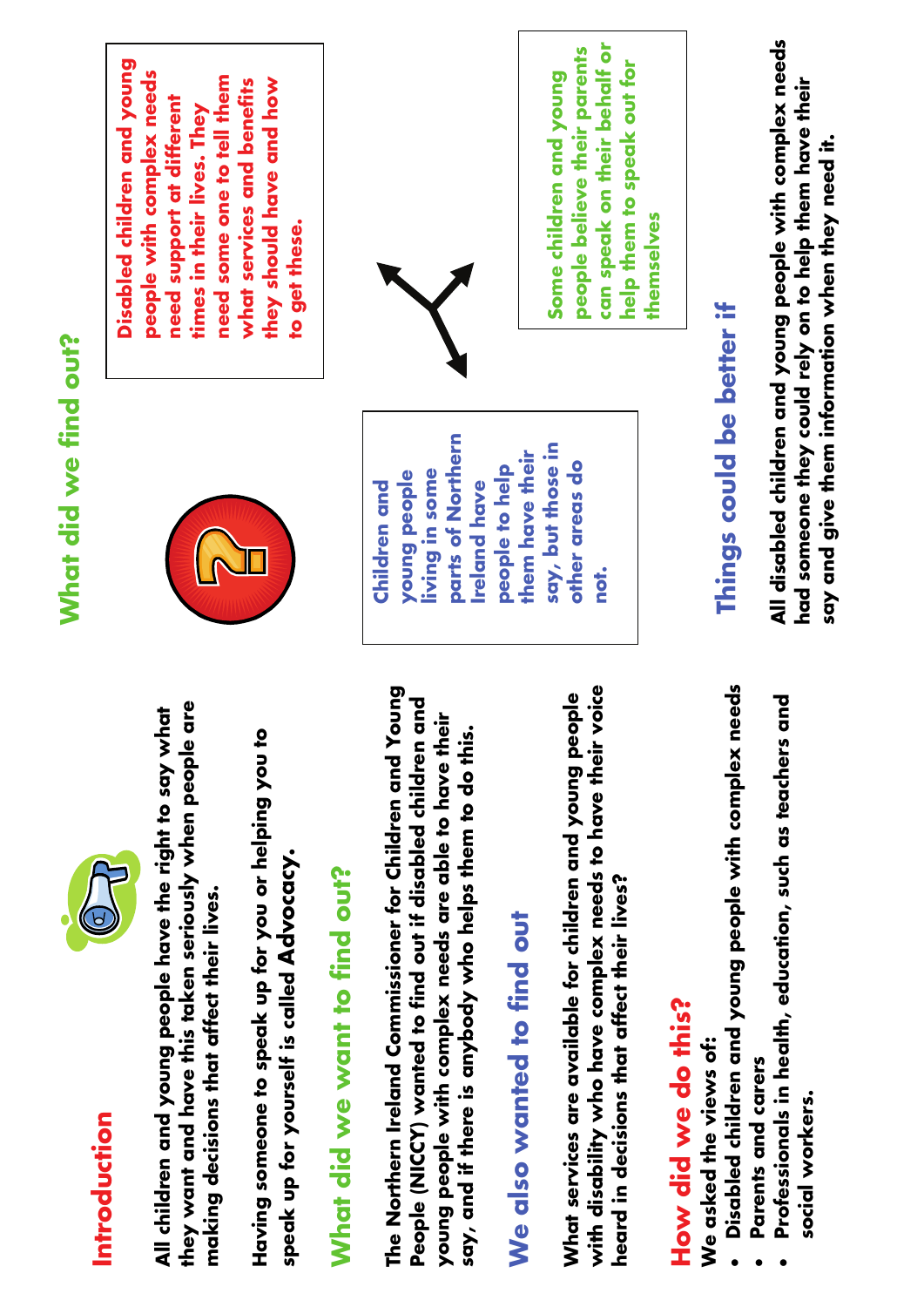# Introduction

All children and young people have the right to say what they want and have this taken seriously when people are making decisions that affect their lives.

Having someone to speak up for you or helping you to speak up for yourself is called **Advocacy**.

## What did we want to find out?

The Northern Ireland Commissioner for Children and Young People (NICCY) wanted to find out if disabled children and young people with complex needs are able to have their say, and if there is anybody who helps them to do this.

## We also wanted to find out

What services are available for children and young people with disability who have complex needs to have their voice heard in decisions that affect their lives?

## How did we do this?

We asked the views of:

- Disabled children and young people with complex needs
- Parents and carers
- Professionals in health, education, such as teachers and social workers.

## What did we find out?

Disabled children and young people with complex needs need support at different times in their lives. They need some one to tell them what services and benefits they should have and how to get these.

Children and young people living in some parts of Northern Ireland have people to help them have their say, but those in other areas do not.

Some children and young people believe their parents can speak on their behalf or help them to speak out for themselves

## Things could be better if

All disabled children and young people with complex needs had someone they could rely on to help them have their say and give them information when they need it.